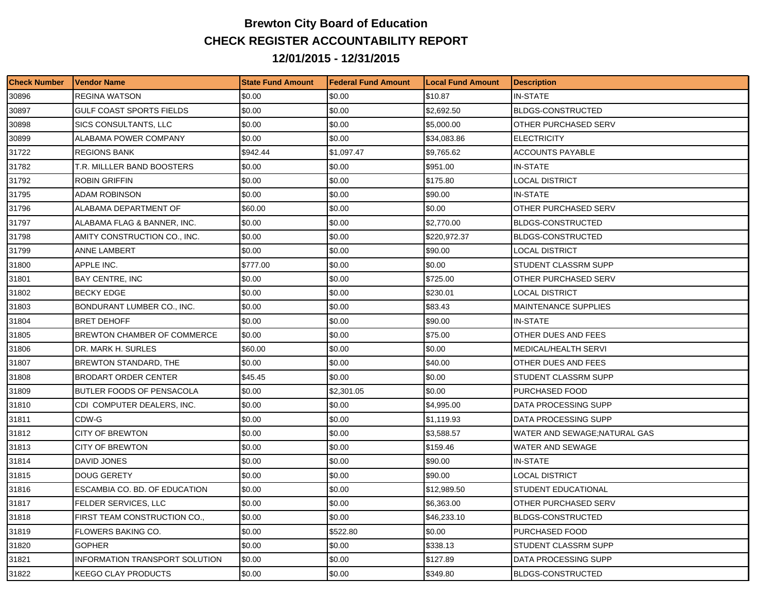# Brewton City Board of Education
## CHECK REGISTER ACCOUNTABILITY REPORT
## 12/01/2015 - 12/31/2015

| Check Number | Vendor Name | State Fund Amount | Federal Fund Amount | Local Fund Amount | Description |
|---|---|---|---|---|---|
| 30896 | REGINA WATSON | $0.00 | $0.00 | $10.87 | IN-STATE |
| 30897 | GULF COAST SPORTS FIELDS | $0.00 | $0.00 | $2,692.50 | BLDGS-CONSTRUCTED |
| 30898 | SICS CONSULTANTS, LLC | $0.00 | $0.00 | $5,000.00 | OTHER PURCHASED SERV |
| 30899 | ALABAMA POWER COMPANY | $0.00 | $0.00 | $34,083.86 | ELECTRICITY |
| 31722 | REGIONS BANK | $942.44 | $1,097.47 | $9,765.62 | ACCOUNTS PAYABLE |
| 31782 | T.R. MILLLER BAND BOOSTERS | $0.00 | $0.00 | $951.00 | IN-STATE |
| 31792 | ROBIN GRIFFIN | $0.00 | $0.00 | $175.80 | LOCAL DISTRICT |
| 31795 | ADAM ROBINSON | $0.00 | $0.00 | $90.00 | IN-STATE |
| 31796 | ALABAMA DEPARTMENT OF | $60.00 | $0.00 | $0.00 | OTHER PURCHASED SERV |
| 31797 | ALABAMA FLAG & BANNER, INC. | $0.00 | $0.00 | $2,770.00 | BLDGS-CONSTRUCTED |
| 31798 | AMITY CONSTRUCTION CO., INC. | $0.00 | $0.00 | $220,972.37 | BLDGS-CONSTRUCTED |
| 31799 | ANNE LAMBERT | $0.00 | $0.00 | $90.00 | LOCAL DISTRICT |
| 31800 | APPLE INC. | $777.00 | $0.00 | $0.00 | STUDENT CLASSRM SUPP |
| 31801 | BAY CENTRE, INC | $0.00 | $0.00 | $725.00 | OTHER PURCHASED SERV |
| 31802 | BECKY EDGE | $0.00 | $0.00 | $230.01 | LOCAL DISTRICT |
| 31803 | BONDURANT LUMBER CO., INC. | $0.00 | $0.00 | $83.43 | MAINTENANCE SUPPLIES |
| 31804 | BRET DEHOFF | $0.00 | $0.00 | $90.00 | IN-STATE |
| 31805 | BREWTON CHAMBER OF COMMERCE | $0.00 | $0.00 | $75.00 | OTHER DUES AND FEES |
| 31806 | DR. MARK H. SURLES | $60.00 | $0.00 | $0.00 | MEDICAL/HEALTH SERVI |
| 31807 | BREWTON STANDARD, THE | $0.00 | $0.00 | $40.00 | OTHER DUES AND FEES |
| 31808 | BRODART ORDER CENTER | $45.45 | $0.00 | $0.00 | STUDENT CLASSRM SUPP |
| 31809 | BUTLER FOODS OF PENSACOLA | $0.00 | $2,301.05 | $0.00 | PURCHASED FOOD |
| 31810 | CDI COMPUTER DEALERS, INC. | $0.00 | $0.00 | $4,995.00 | DATA PROCESSING SUPP |
| 31811 | CDW-G | $0.00 | $0.00 | $1,119.93 | DATA PROCESSING SUPP |
| 31812 | CITY OF BREWTON | $0.00 | $0.00 | $3,588.57 | WATER AND SEWAGE;NATURAL GAS |
| 31813 | CITY OF BREWTON | $0.00 | $0.00 | $159.46 | WATER AND SEWAGE |
| 31814 | DAVID JONES | $0.00 | $0.00 | $90.00 | IN-STATE |
| 31815 | DOUG GERETY | $0.00 | $0.00 | $90.00 | LOCAL DISTRICT |
| 31816 | ESCAMBIA CO. BD. OF EDUCATION | $0.00 | $0.00 | $12,989.50 | STUDENT EDUCATIONAL |
| 31817 | FELDER SERVICES, LLC | $0.00 | $0.00 | $6,363.00 | OTHER PURCHASED SERV |
| 31818 | FIRST TEAM CONSTRUCTION CO., | $0.00 | $0.00 | $46,233.10 | BLDGS-CONSTRUCTED |
| 31819 | FLOWERS BAKING CO. | $0.00 | $522.80 | $0.00 | PURCHASED FOOD |
| 31820 | GOPHER | $0.00 | $0.00 | $338.13 | STUDENT CLASSRM SUPP |
| 31821 | INFORMATION TRANSPORT SOLUTION | $0.00 | $0.00 | $127.89 | DATA PROCESSING SUPP |
| 31822 | KEEGO CLAY PRODUCTS | $0.00 | $0.00 | $349.80 | BLDGS-CONSTRUCTED |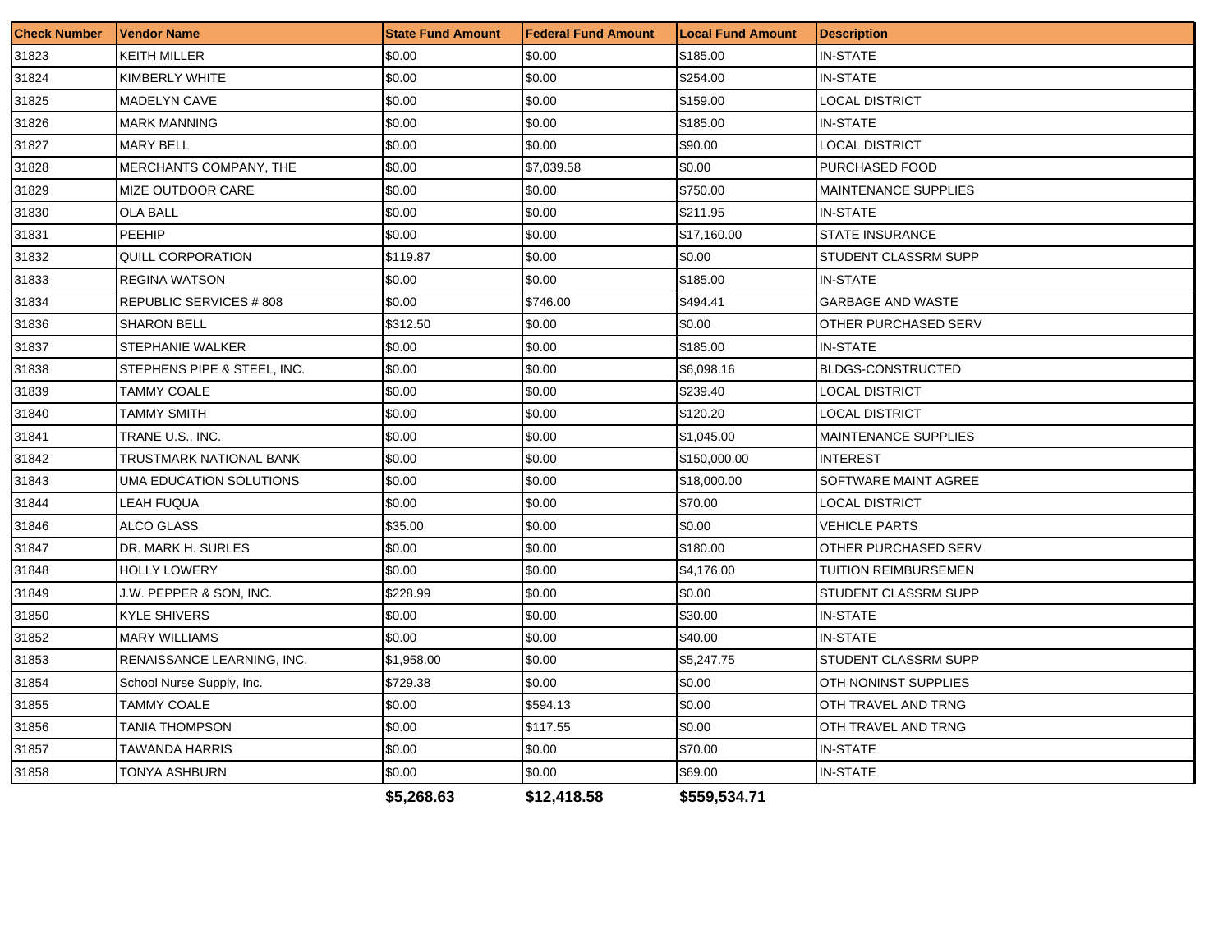| Check Number | Vendor Name | State Fund Amount | Federal Fund Amount | Local Fund Amount | Description |
|---|---|---|---|---|---|
| 31823 | KEITH MILLER | $0.00 | $0.00 | $185.00 | IN-STATE |
| 31824 | KIMBERLY WHITE | $0.00 | $0.00 | $254.00 | IN-STATE |
| 31825 | MADELYN CAVE | $0.00 | $0.00 | $159.00 | LOCAL DISTRICT |
| 31826 | MARK MANNING | $0.00 | $0.00 | $185.00 | IN-STATE |
| 31827 | MARY BELL | $0.00 | $0.00 | $90.00 | LOCAL DISTRICT |
| 31828 | MERCHANTS COMPANY, THE | $0.00 | $7,039.58 | $0.00 | PURCHASED FOOD |
| 31829 | MIZE OUTDOOR CARE | $0.00 | $0.00 | $750.00 | MAINTENANCE SUPPLIES |
| 31830 | OLA BALL | $0.00 | $0.00 | $211.95 | IN-STATE |
| 31831 | PEEHIP | $0.00 | $0.00 | $17,160.00 | STATE INSURANCE |
| 31832 | QUILL CORPORATION | $119.87 | $0.00 | $0.00 | STUDENT CLASSRM SUPP |
| 31833 | REGINA WATSON | $0.00 | $0.00 | $185.00 | IN-STATE |
| 31834 | REPUBLIC SERVICES # 808 | $0.00 | $746.00 | $494.41 | GARBAGE AND WASTE |
| 31836 | SHARON BELL | $312.50 | $0.00 | $0.00 | OTHER PURCHASED SERV |
| 31837 | STEPHANIE WALKER | $0.00 | $0.00 | $185.00 | IN-STATE |
| 31838 | STEPHENS PIPE & STEEL, INC. | $0.00 | $0.00 | $6,098.16 | BLDGS-CONSTRUCTED |
| 31839 | TAMMY COALE | $0.00 | $0.00 | $239.40 | LOCAL DISTRICT |
| 31840 | TAMMY SMITH | $0.00 | $0.00 | $120.20 | LOCAL DISTRICT |
| 31841 | TRANE U.S., INC. | $0.00 | $0.00 | $1,045.00 | MAINTENANCE SUPPLIES |
| 31842 | TRUSTMARK NATIONAL BANK | $0.00 | $0.00 | $150,000.00 | INTEREST |
| 31843 | UMA EDUCATION SOLUTIONS | $0.00 | $0.00 | $18,000.00 | SOFTWARE MAINT AGREE |
| 31844 | LEAH FUQUA | $0.00 | $0.00 | $70.00 | LOCAL DISTRICT |
| 31846 | ALCO GLASS | $35.00 | $0.00 | $0.00 | VEHICLE PARTS |
| 31847 | DR. MARK H. SURLES | $0.00 | $0.00 | $180.00 | OTHER PURCHASED SERV |
| 31848 | HOLLY LOWERY | $0.00 | $0.00 | $4,176.00 | TUITION REIMBURSEMEN |
| 31849 | J.W. PEPPER & SON, INC. | $228.99 | $0.00 | $0.00 | STUDENT CLASSRM SUPP |
| 31850 | KYLE SHIVERS | $0.00 | $0.00 | $30.00 | IN-STATE |
| 31852 | MARY WILLIAMS | $0.00 | $0.00 | $40.00 | IN-STATE |
| 31853 | RENAISSANCE LEARNING, INC. | $1,958.00 | $0.00 | $5,247.75 | STUDENT CLASSRM SUPP |
| 31854 | School Nurse Supply, Inc. | $729.38 | $0.00 | $0.00 | OTH NONINST SUPPLIES |
| 31855 | TAMMY COALE | $0.00 | $594.13 | $0.00 | OTH TRAVEL AND TRNG |
| 31856 | TANIA THOMPSON | $0.00 | $117.55 | $0.00 | OTH TRAVEL AND TRNG |
| 31857 | TAWANDA HARRIS | $0.00 | $0.00 | $70.00 | IN-STATE |
| 31858 | TONYA ASHBURN | $0.00 | $0.00 | $69.00 | IN-STATE |
| | | **$5,268.63** | **$12,418.58** | **$559,534.71** | |